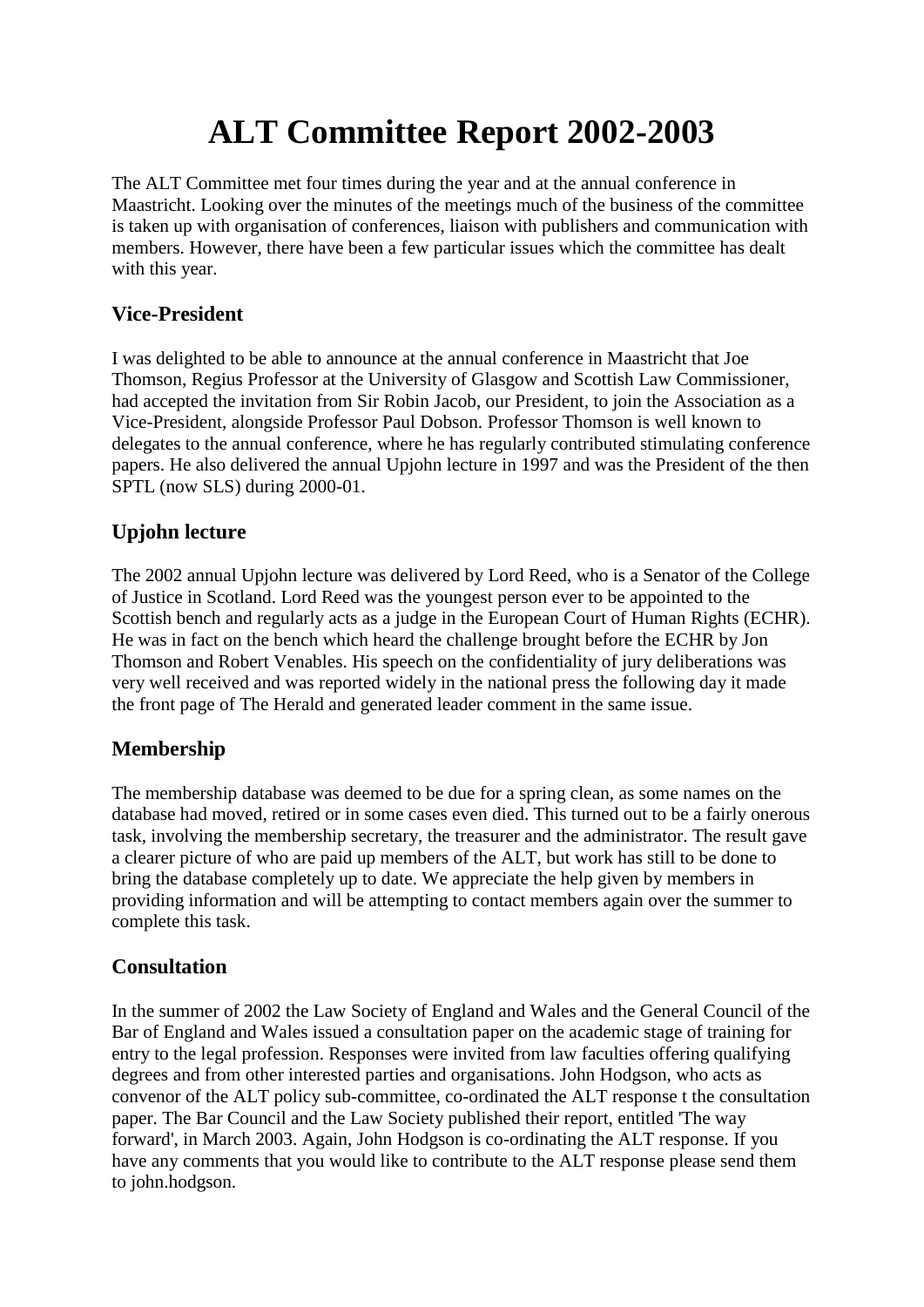# ALT Committee Report 2002-2003

The ALT Committee met four times during the year and at the annual conference in Maastricht. Looking over the minutes of the meetings much of the business of the committee is taken up with organisation of conferences, liaison with publishers and communication with members. However, there have been a few particular issues which the committee has dealt with this year.

## Vice-President

I was delighted to be able to announce at the annual conference in Maastricht that Joe Thomson, Regius Professor at the University of Glasgow and Scottish Law Commissioner, had accepted the invitation from Sir Robin Jacob, our President, to join the Association as a Vice-President, alongside Professor Paul Dobson. Professor Thomson is well known to delegates to the annual conference, where he has regularly contributed stimulating conference papers. He also delivered the annual Upjohn lecture in 1997 and was the President of the then SPTL (now SLS) during 2000-01.

## Upjohn lecture

The 2002 annual Upjohn lecture was delivered by Lord Reed, who is a Senator of the College of Justice in Scotland. Lord Reed was the youngest person ever to be appointed to the Scottish bench and regularly acts as a judge in the European Court of Human Rights (ECHR). He was in fact on the bench which heard the challenge brought before the ECHR by Jon Thomson and Robert Venables. His speech on the confidentiality of jury deliberations was very well received and was reported widely in the national press the following day it made the front page of The Herald and generated leader comment in the same issue.

## Membership

The membership database was deemed to be due for a spring clean, as some names on the database had moved, retired or in some cases even died. This turned out to be a fairly onerous task, involving the membership secretary, the treasurer and the administrator. The result gave a clearer picture of who are paid up members of the ALT, but work has still to be done to bring the database completely up to date. We appreciate the help given by members in providing information and will be attempting to contact members again over the summer to complete this task.

## Consultation

In the summer of 2002 the Law Society of England and Wales and the General Council of the Bar of England and Wales issued a consultation paper on the academic stage of training for entry to the legal profession. Responses were invited from law faculties offering qualifying degrees and from other interested parties and organisations. John Hodgson, who acts as convenor of the ALT policy sub-committee, co-ordinated the ALT response t the consultation paper. The Bar Council and the Law Society published their report, entitled 'The way forward', in March 2003. Again, John Hodgson is co-ordinating the ALT response. If you have any comments that you would like to contribute to the ALT response please send them to john.hodgson.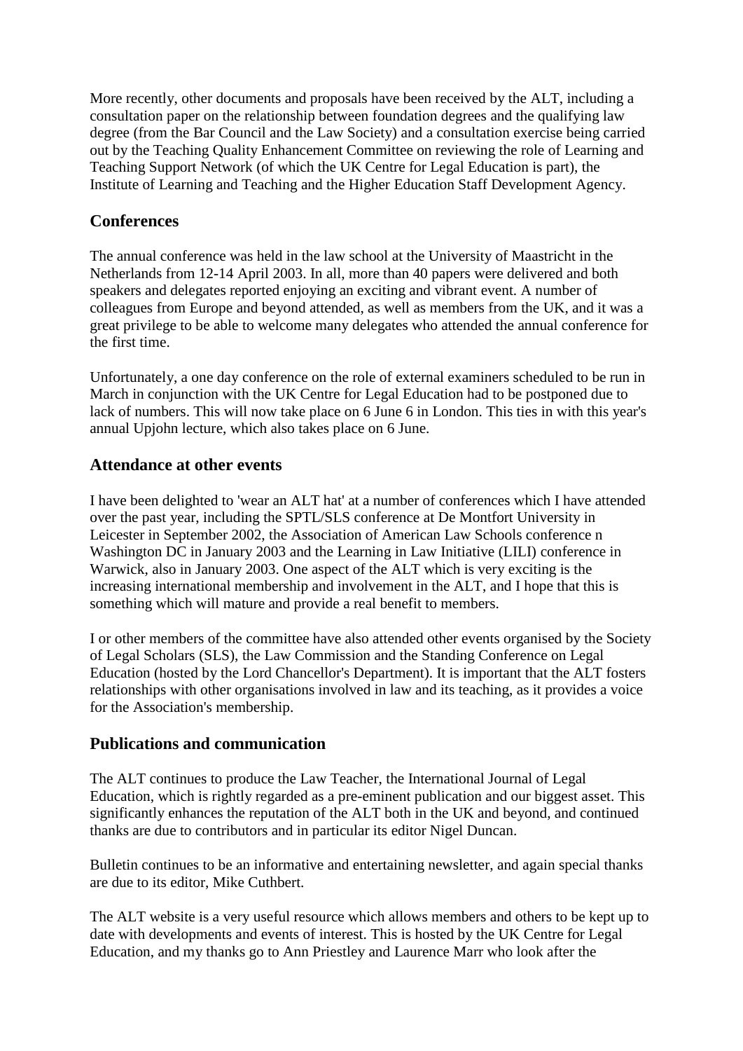More recently, other documents and proposals have been received by the ALT, including a consultation paper on the relationship between foundation degrees and the qualifying law degree (from the Bar Council and the Law Society) and a consultation exercise being carried out by the Teaching Quality Enhancement Committee on reviewing the role of Learning and Teaching Support Network (of which the UK Centre for Legal Education is part), the Institute of Learning and Teaching and the Higher Education Staff Development Agency.

## Conferences

The annual conference was held in the law school at the University of Maastricht in the Netherlands from 12-14 April 2003. In all, more than 40 papers were delivered and both speakers and delegates reported enjoying an exciting and vibrant event. A number of colleagues from Europe and beyond attended, as well as members from the UK, and it was a great privilege to be able to welcome many delegates who attended the annual conference for the first time.

Unfortunately, a one day conference on the role of external examiners scheduled to be run in March in conjunction with the UK Centre for Legal Education had to be postponed due to lack of numbers. This will now take place on 6 June 6 in London. This ties in with this year's annual Upjohn lecture, which also takes place on 6 June.

## Attendance at other events

I have been delighted to 'wear an ALT hat' at a number of conferences which I have attended over the past year, including the SPTL/SLS conference at De Montfort University in Leicester in September 2002, the Association of American Law Schools conference n Washington DC in January 2003 and the Learning in Law Initiative (LILI) conference in Warwick, also in January 2003. One aspect of the ALT which is very exciting is the increasing international membership and involvement in the ALT, and I hope that this is something which will mature and provide a real benefit to members.

I or other members of the committee have also attended other events organised by the Society of Legal Scholars (SLS), the Law Commission and the Standing Conference on Legal Education (hosted by the Lord Chancellor's Department). It is important that the ALT fosters relationships with other organisations involved in law and its teaching, as it provides a voice for the Association's membership.

## Publications and communication

The ALT continues to produce the Law Teacher, the International Journal of Legal Education, which is rightly regarded as a pre-eminent publication and our biggest asset. This significantly enhances the reputation of the ALT both in the UK and beyond, and continued thanks are due to contributors and in particular its editor Nigel Duncan.

Bulletin continues to be an informative and entertaining newsletter, and again special thanks are due to its editor, Mike Cuthbert.

The ALT website is a very useful resource which allows members and others to be kept up to date with developments and events of interest. This is hosted by the UK Centre for Legal Education, and my thanks go to Ann Priestley and Laurence Marr who look after the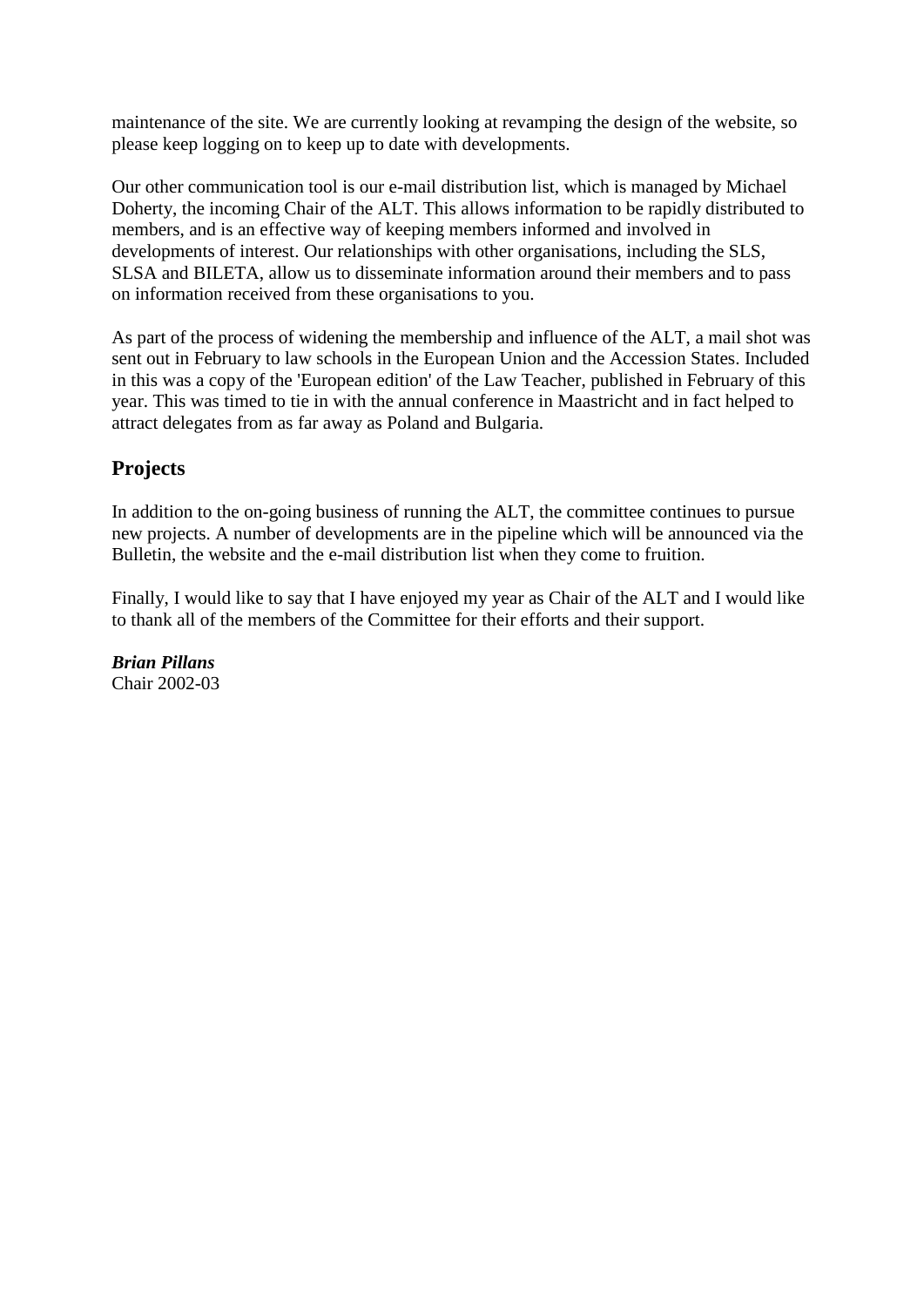maintenance of the site. We are currently looking at revamping the design of the website, so please keep logging on to keep up to date with developments.

Our other communication tool is our e-mail distribution list, which is managed by Michael Doherty, the incoming Chair of the ALT. This allows information to be rapidly distributed to members, and is an effective way of keeping members informed and involved in developments of interest. Our relationships with other organisations, including the SLS, SLSA and BILETA, allow us to disseminate information around their members and to pass on information received from these organisations to you.

As part of the process of widening the membership and influence of the ALT, a mail shot was sent out in February to law schools in the European Union and the Accession States. Included in this was a copy of the 'European edition' of the Law Teacher, published in February of this year. This was timed to tie in with the annual conference in Maastricht and in fact helped to attract delegates from as far away as Poland and Bulgaria.

## Projects

In addition to the on-going business of running the ALT, the committee continues to pursue new projects. A number of developments are in the pipeline which will be announced via the Bulletin, the website and the e-mail distribution list when they come to fruition.

Finally, I would like to say that I have enjoyed my year as Chair of the ALT and I would like to thank all of the members of the Committee for their efforts and their support.

***Brian Pillans***  
Chair 2002-03